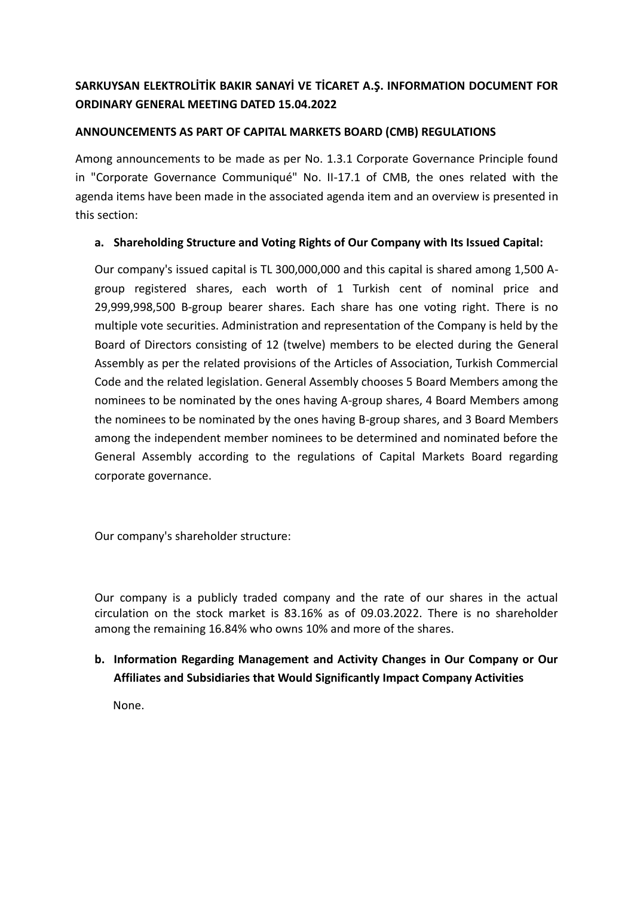**SARKUYSAN ELEKTROLİTİK BAKIR SANAYİ VE TİCARET A.Ş. INFORMATION DOCUMENT FOR ORDINARY GENERAL MEETING DATED 15.04.2022**

**ANNOUNCEMENTS AS PART OF CAPITAL MARKETS BOARD (CMB) REGULATIONS**

Among announcements to be made as per No. 1.3.1 Corporate Governance Principle found in "Corporate Governance Communiqué" No. II-17.1 of CMB, the ones related with the agenda items have been made in the associated agenda item and an overview is presented in this section:

**a. Shareholding Structure and Voting Rights of Our Company with Its Issued Capital:**

Our company's issued capital is TL 300,000,000 and this capital is shared among 1,500 A-group registered shares, each worth of 1 Turkish cent of nominal price and 29,999,998,500 B-group bearer shares. Each share has one voting right. There is no multiple vote securities. Administration and representation of the Company is held by the Board of Directors consisting of 12 (twelve) members to be elected during the General Assembly as per the related provisions of the Articles of Association, Turkish Commercial Code and the related legislation. General Assembly chooses 5 Board Members among the nominees to be nominated by the ones having A-group shares, 4 Board Members among the nominees to be nominated by the ones having B-group shares, and 3 Board Members among the independent member nominees to be determined and nominated before the General Assembly according to the regulations of Capital Markets Board regarding corporate governance.

Our company's shareholder structure:

Our company is a publicly traded company and the rate of our shares in the actual circulation on the stock market is 83.16% as of 09.03.2022. There is no shareholder among the remaining 16.84% who owns 10% and more of the shares.

**b. Information Regarding Management and Activity Changes in Our Company or Our Affiliates and Subsidiaries that Would Significantly Impact Company Activities**

None.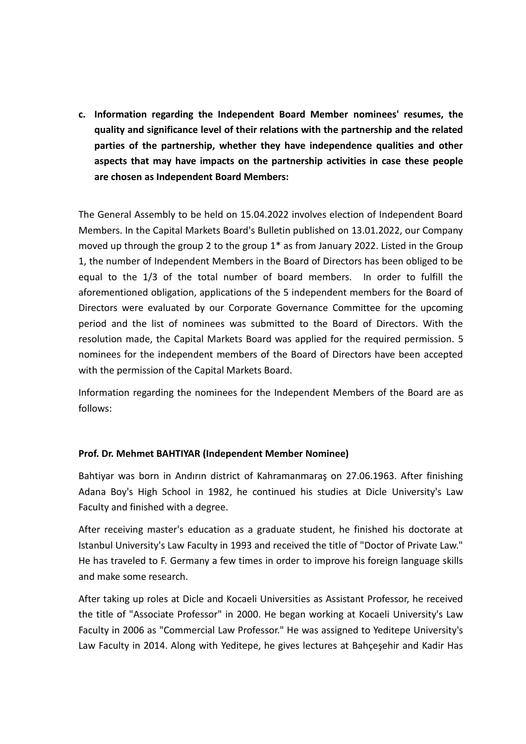**c. Information regarding the Independent Board Member nominees' resumes, the quality and significance level of their relations with the partnership and the related parties of the partnership, whether they have independence qualities and other aspects that may have impacts on the partnership activities in case these people are chosen as Independent Board Members:**

The General Assembly to be held on 15.04.2022 involves election of Independent Board Members. In the Capital Markets Board's Bulletin published on 13.01.2022, our Company moved up through the group 2 to the group 1* as from January 2022. Listed in the Group 1, the number of Independent Members in the Board of Directors has been obliged to be equal to the 1/3 of the total number of board members. In order to fulfill the aforementioned obligation, applications of the 5 independent members for the Board of Directors were evaluated by our Corporate Governance Committee for the upcoming period and the list of nominees was submitted to the Board of Directors. With the resolution made, the Capital Markets Board was applied for the required permission. 5 nominees for the independent members of the Board of Directors have been accepted with the permission of the Capital Markets Board.

Information regarding the nominees for the Independent Members of the Board are as follows:

**Prof. Dr. Mehmet BAHTIYAR (Independent Member Nominee)**

Bahtiyar was born in Andırın district of Kahramanmaraş on 27.06.1963. After finishing Adana Boy's High School in 1982, he continued his studies at Dicle University's Law Faculty and finished with a degree.

After receiving master's education as a graduate student, he finished his doctorate at Istanbul University's Law Faculty in 1993 and received the title of "Doctor of Private Law." He has traveled to F. Germany a few times in order to improve his foreign language skills and make some research.

After taking up roles at Dicle and Kocaeli Universities as Assistant Professor, he received the title of "Associate Professor" in 2000. He began working at Kocaeli University's Law Faculty in 2006 as "Commercial Law Professor." He was assigned to Yeditepe University's Law Faculty in 2014. Along with Yeditepe, he gives lectures at Bahçeşehir and Kadir Has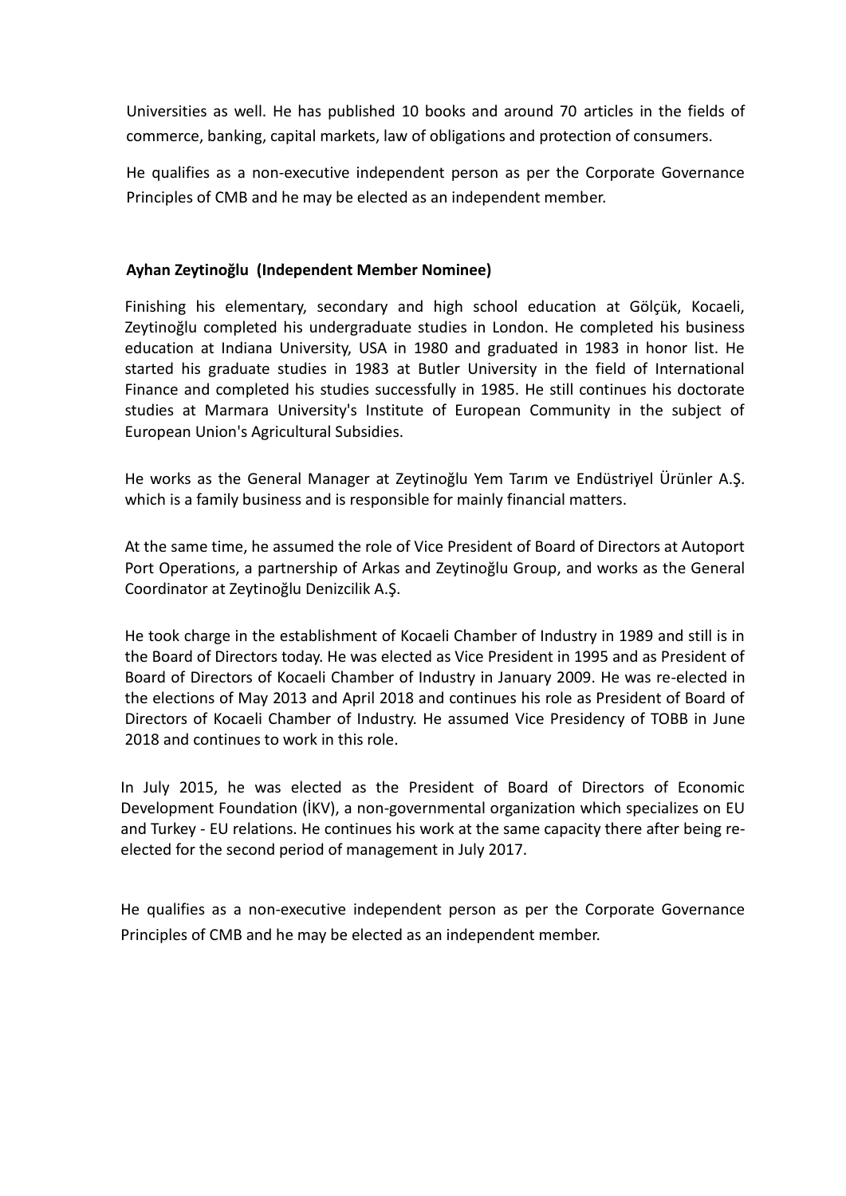Universities as well. He has published 10 books and around 70 articles in the fields of commerce, banking, capital markets, law of obligations and protection of consumers.

He qualifies as a non-executive independent person as per the Corporate Governance Principles of CMB and he may be elected as an independent member.

**Ayhan Zeytinoğlu (Independent Member Nominee)**

Finishing his elementary, secondary and high school education at Gölçük, Kocaeli, Zeytinoğlu completed his undergraduate studies in London. He completed his business education at Indiana University, USA in 1980 and graduated in 1983 in honor list. He started his graduate studies in 1983 at Butler University in the field of International Finance and completed his studies successfully in 1985. He still continues his doctorate studies at Marmara University's Institute of European Community in the subject of European Union's Agricultural Subsidies.

He works as the General Manager at Zeytinoğlu Yem Tarım ve Endüstriyel Ürünler A.Ş. which is a family business and is responsible for mainly financial matters.

At the same time, he assumed the role of Vice President of Board of Directors at Autoport Port Operations, a partnership of Arkas and Zeytinoğlu Group, and works as the General Coordinator at Zeytinoğlu Denizcilik A.Ş.

He took charge in the establishment of Kocaeli Chamber of Industry in 1989 and still is in the Board of Directors today. He was elected as Vice President in 1995 and as President of Board of Directors of Kocaeli Chamber of Industry in January 2009. He was re-elected in the elections of May 2013 and April 2018 and continues his role as President of Board of Directors of Kocaeli Chamber of Industry. He assumed Vice Presidency of TOBB in June 2018 and continues to work in this role.

In July 2015, he was elected as the President of Board of Directors of Economic Development Foundation (İKV), a non-governmental organization which specializes on EU and Turkey - EU relations. He continues his work at the same capacity there after being re-elected for the second period of management in July 2017.

He qualifies as a non-executive independent person as per the Corporate Governance Principles of CMB and he may be elected as an independent member.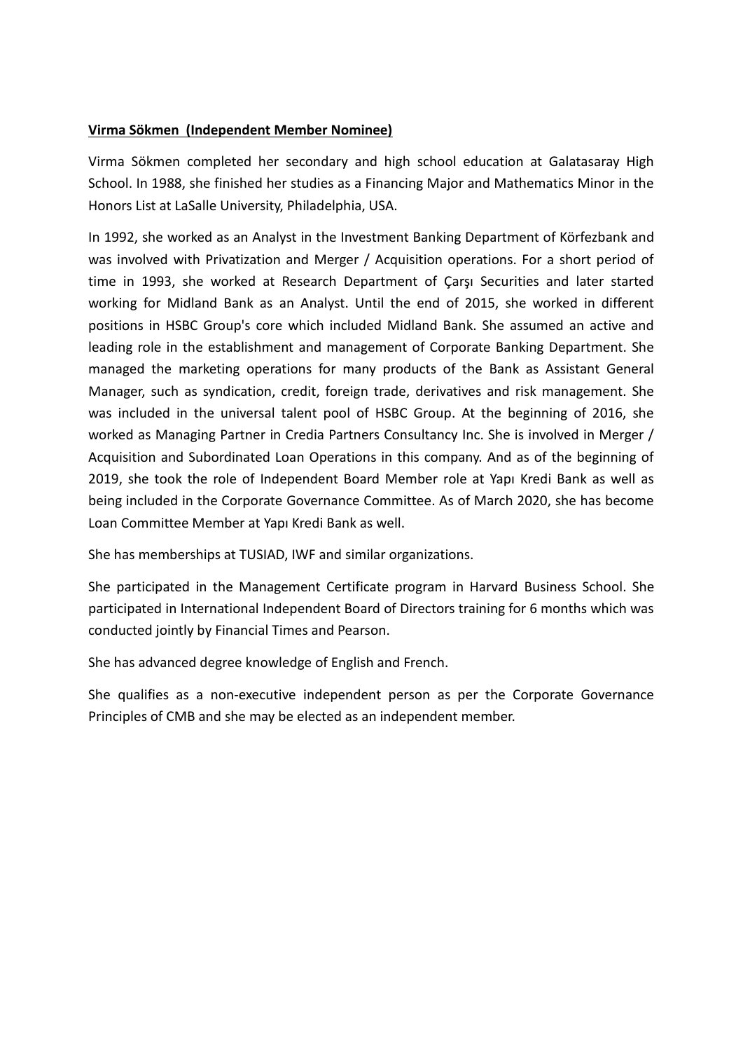**<u>Virma Sökmen (Independent Member Nominee)</u>**

Virma Sökmen completed her secondary and high school education at Galatasaray High School. In 1988, she finished her studies as a Financing Major and Mathematics Minor in the Honors List at LaSalle University, Philadelphia, USA.

In 1992, she worked as an Analyst in the Investment Banking Department of Körfezbank and was involved with Privatization and Merger / Acquisition operations. For a short period of time in 1993, she worked at Research Department of Çarşı Securities and later started working for Midland Bank as an Analyst. Until the end of 2015, she worked in different positions in HSBC Group's core which included Midland Bank. She assumed an active and leading role in the establishment and management of Corporate Banking Department. She managed the marketing operations for many products of the Bank as Assistant General Manager, such as syndication, credit, foreign trade, derivatives and risk management. She was included in the universal talent pool of HSBC Group. At the beginning of 2016, she worked as Managing Partner in Credia Partners Consultancy Inc. She is involved in Merger / Acquisition and Subordinated Loan Operations in this company. And as of the beginning of 2019, she took the role of Independent Board Member role at Yapı Kredi Bank as well as being included in the Corporate Governance Committee. As of March 2020, she has become Loan Committee Member at Yapı Kredi Bank as well.

She has memberships at TUSIAD, IWF and similar organizations.

She participated in the Management Certificate program in Harvard Business School. She participated in International Independent Board of Directors training for 6 months which was conducted jointly by Financial Times and Pearson.

She has advanced degree knowledge of English and French.

She qualifies as a non-executive independent person as per the Corporate Governance Principles of CMB and she may be elected as an independent member.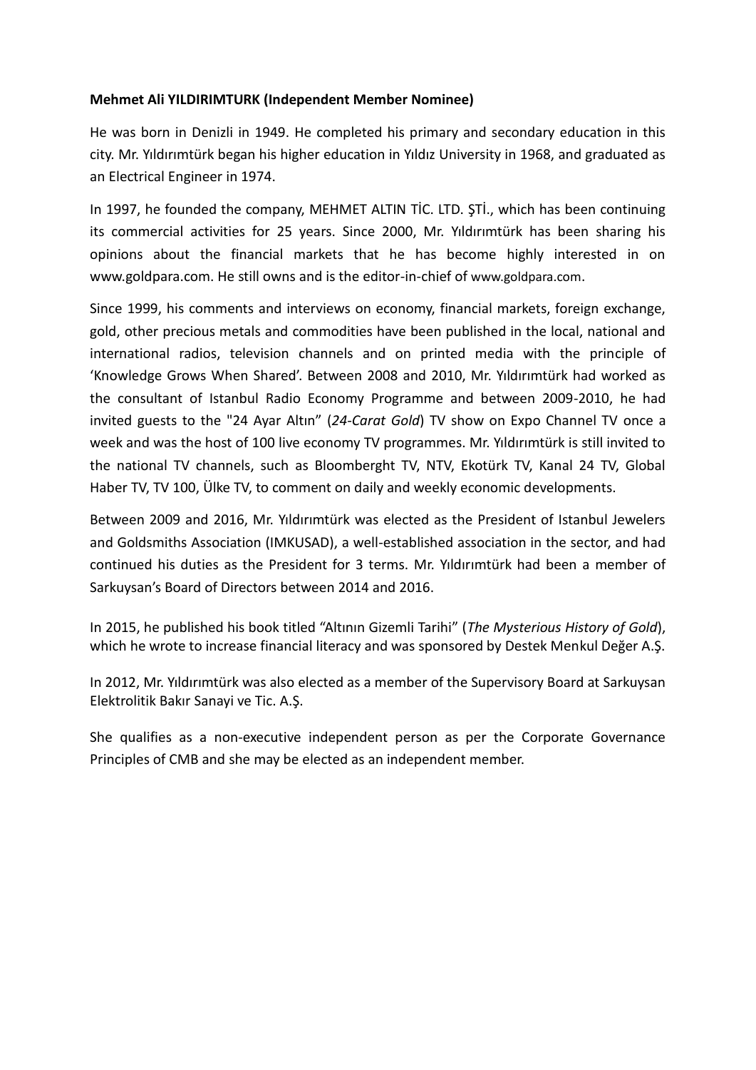**Mehmet Ali YILDIRIMTURK (Independent Member Nominee)**

He was born in Denizli in 1949. He completed his primary and secondary education in this city. Mr. Yıldırımtürk began his higher education in Yıldız University in 1968, and graduated as an Electrical Engineer in 1974.

In 1997, he founded the company, MEHMET ALTIN TİC. LTD. ŞTİ., which has been continuing its commercial activities for 25 years. Since 2000, Mr. Yıldırımtürk has been sharing his opinions about the financial markets that he has become highly interested in on www.goldpara.com. He still owns and is the editor-in-chief of www.goldpara.com.

Since 1999, his comments and interviews on economy, financial markets, foreign exchange, gold, other precious metals and commodities have been published in the local, national and international radios, television channels and on printed media with the principle of 'Knowledge Grows When Shared'. Between 2008 and 2010, Mr. Yıldırımtürk had worked as the consultant of Istanbul Radio Economy Programme and between 2009-2010, he had invited guests to the "24 Ayar Altın" (*24-Carat Gold*) TV show on Expo Channel TV once a week and was the host of 100 live economy TV programmes. Mr. Yıldırımtürk is still invited to the national TV channels, such as Bloomberght TV, NTV, Ekotürk TV, Kanal 24 TV, Global Haber TV, TV 100, Ülke TV, to comment on daily and weekly economic developments.

Between 2009 and 2016, Mr. Yıldırımtürk was elected as the President of Istanbul Jewelers and Goldsmiths Association (IMKUSAD), a well-established association in the sector, and had continued his duties as the President for 3 terms. Mr. Yıldırımtürk had been a member of Sarkuysan's Board of Directors between 2014 and 2016.

In 2015, he published his book titled "Altının Gizemli Tarihi" (*The Mysterious History of Gold*), which he wrote to increase financial literacy and was sponsored by Destek Menkul Değer A.Ş.

In 2012, Mr. Yıldırımtürk was also elected as a member of the Supervisory Board at Sarkuysan Elektrolitik Bakır Sanayi ve Tic. A.Ş.

She qualifies as a non-executive independent person as per the Corporate Governance Principles of CMB and she may be elected as an independent member.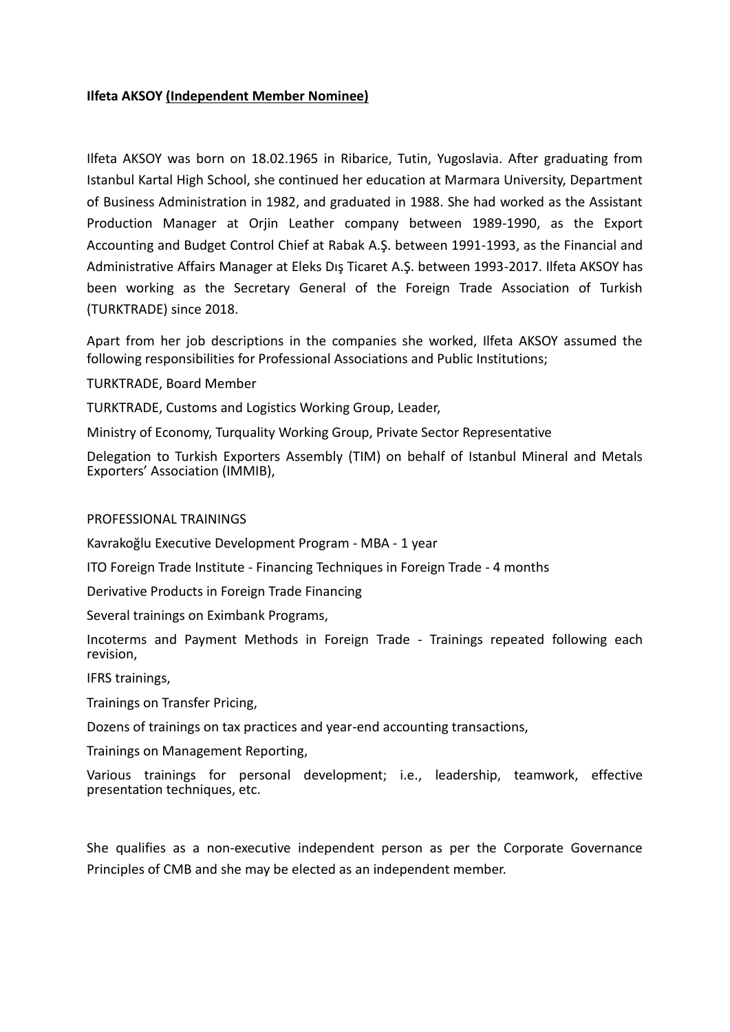**Ilfeta AKSOY (Independent Member Nominee)**

Ilfeta AKSOY was born on 18.02.1965 in Ribarice, Tutin, Yugoslavia. After graduating from Istanbul Kartal High School, she continued her education at Marmara University, Department of Business Administration in 1982, and graduated in 1988. She had worked as the Assistant Production Manager at Orjin Leather company between 1989-1990, as the Export Accounting and Budget Control Chief at Rabak A.Ş. between 1991-1993, as the Financial and Administrative Affairs Manager at Eleks Dış Ticaret A.Ş. between 1993-2017. Ilfeta AKSOY has been working as the Secretary General of the Foreign Trade Association of Turkish (TURKTRADE) since 2018.

Apart from her job descriptions in the companies she worked, Ilfeta AKSOY assumed the following responsibilities for Professional Associations and Public Institutions;

TURKTRADE, Board Member

TURKTRADE, Customs and Logistics Working Group, Leader,

Ministry of Economy, Turquality Working Group, Private Sector Representative

Delegation to Turkish Exporters Assembly (TIM) on behalf of Istanbul Mineral and Metals Exporters' Association (IMMIB),

PROFESSIONAL TRAININGS

Kavrakoğlu Executive Development Program - MBA - 1 year

ITO Foreign Trade Institute - Financing Techniques in Foreign Trade - 4 months

Derivative Products in Foreign Trade Financing

Several trainings on Eximbank Programs,

Incoterms and Payment Methods in Foreign Trade - Trainings repeated following each revision,

IFRS trainings,

Trainings on Transfer Pricing,

Dozens of trainings on tax practices and year-end accounting transactions,

Trainings on Management Reporting,

Various trainings for personal development; i.e., leadership, teamwork, effective presentation techniques, etc.

She qualifies as a non-executive independent person as per the Corporate Governance Principles of CMB and she may be elected as an independent member.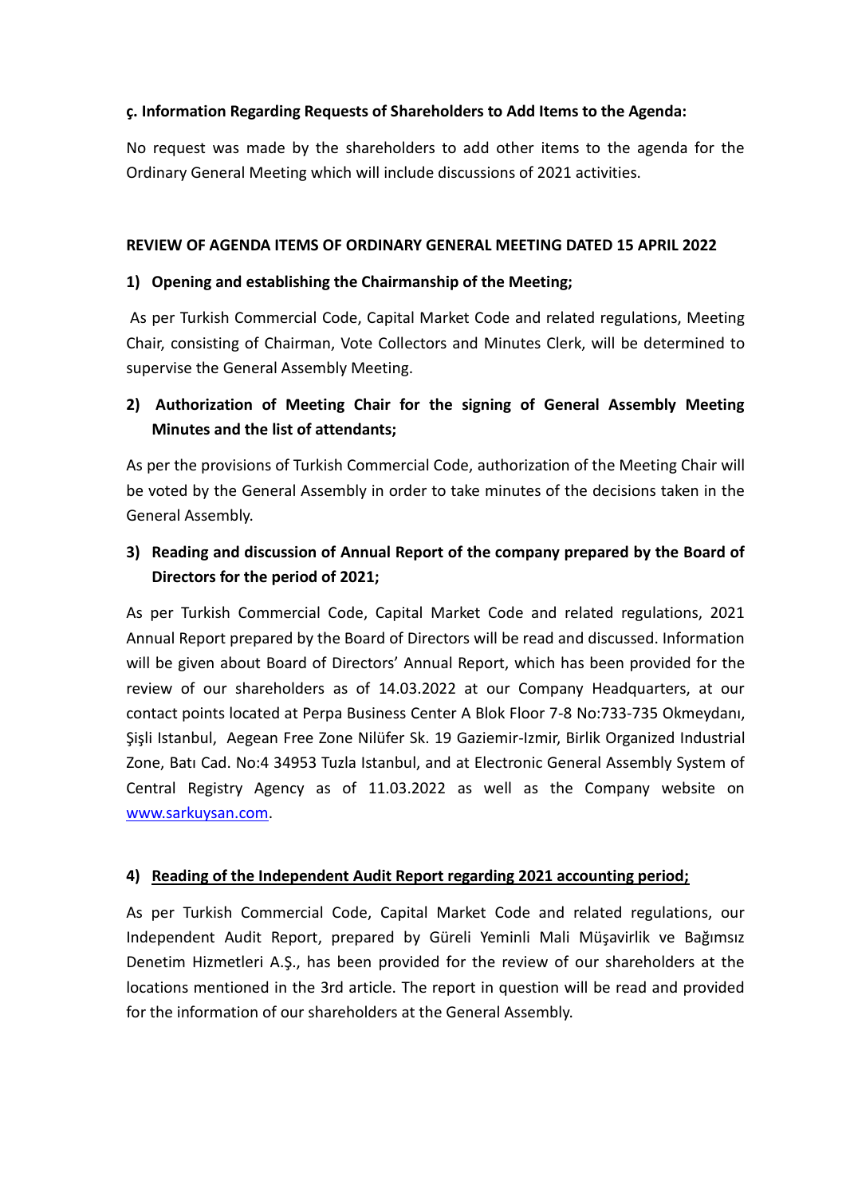**ç. Information Regarding Requests of Shareholders to Add Items to the Agenda:**

No request was made by the shareholders to add other items to the agenda for the Ordinary General Meeting which will include discussions of 2021 activities.

## REVIEW OF AGENDA ITEMS OF ORDINARY GENERAL MEETING DATED 15 APRIL 2022

### 1) Opening and establishing the Chairmanship of the Meeting;

As per Turkish Commercial Code, Capital Market Code and related regulations, Meeting Chair, consisting of Chairman, Vote Collectors and Minutes Clerk, will be determined to supervise the General Assembly Meeting.

### 2) Authorization of Meeting Chair for the signing of General Assembly Meeting Minutes and the list of attendants;

As per the provisions of Turkish Commercial Code, authorization of the Meeting Chair will be voted by the General Assembly in order to take minutes of the decisions taken in the General Assembly.

### 3) Reading and discussion of Annual Report of the company prepared by the Board of Directors for the period of 2021;

As per Turkish Commercial Code, Capital Market Code and related regulations, 2021 Annual Report prepared by the Board of Directors will be read and discussed. Information will be given about Board of Directors' Annual Report, which has been provided for the review of our shareholders as of 14.03.2022 at our Company Headquarters, at our contact points located at Perpa Business Center A Blok Floor 7-8 No:733-735 Okmeydanı, Şişli Istanbul, Aegean Free Zone Nilüfer Sk. 19 Gaziemir-Izmir, Birlik Organized Industrial Zone, Batı Cad. No:4 34953 Tuzla Istanbul, and at Electronic General Assembly System of Central Registry Agency as of 11.03.2022 as well as the Company website on [www.sarkuysan.com](http://www.sarkuysan.com).

### 4) Reading of the Independent Audit Report regarding 2021 accounting period;

As per Turkish Commercial Code, Capital Market Code and related regulations, our Independent Audit Report, prepared by Güreli Yeminli Mali Müşavirlik ve Bağımsız Denetim Hizmetleri A.Ş., has been provided for the review of our shareholders at the locations mentioned in the 3rd article. The report in question will be read and provided for the information of our shareholders at the General Assembly.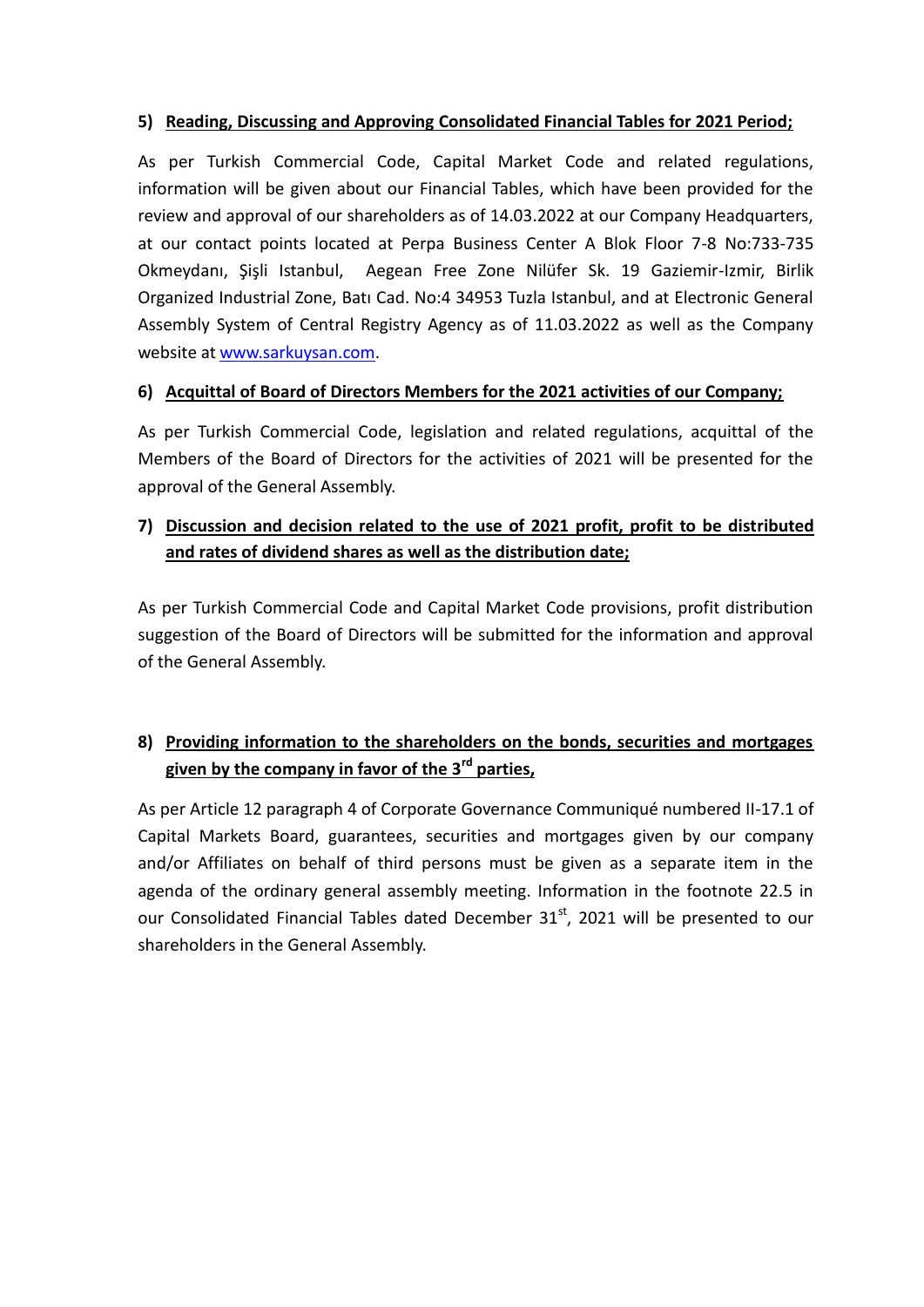**5) Reading, Discussing and Approving Consolidated Financial Tables for 2021 Period;**

As per Turkish Commercial Code, Capital Market Code and related regulations, information will be given about our Financial Tables, which have been provided for the review and approval of our shareholders as of 14.03.2022 at our Company Headquarters, at our contact points located at Perpa Business Center A Blok Floor 7-8 No:733-735 Okmeydanı, Şişli Istanbul, Aegean Free Zone Nilüfer Sk. 19 Gaziemir-Izmir, Birlik Organized Industrial Zone, Batı Cad. No:4 34953 Tuzla Istanbul, and at Electronic General Assembly System of Central Registry Agency as of 11.03.2022 as well as the Company website at www.sarkuysan.com.

**6) Acquittal of Board of Directors Members for the 2021 activities of our Company;**

As per Turkish Commercial Code, legislation and related regulations, acquittal of the Members of the Board of Directors for the activities of 2021 will be presented for the approval of the General Assembly.

**7) Discussion and decision related to the use of 2021 profit, profit to be distributed and rates of dividend shares as well as the distribution date;**

As per Turkish Commercial Code and Capital Market Code provisions, profit distribution suggestion of the Board of Directors will be submitted for the information and approval of the General Assembly.

**8) Providing information to the shareholders on the bonds, securities and mortgages given by the company in favor of the 3rd parties,**

As per Article 12 paragraph 4 of Corporate Governance Communiqué numbered II-17.1 of Capital Markets Board, guarantees, securities and mortgages given by our company and/or Affiliates on behalf of third persons must be given as a separate item in the agenda of the ordinary general assembly meeting. Information in the footnote 22.5 in our Consolidated Financial Tables dated December 31st, 2021 will be presented to our shareholders in the General Assembly.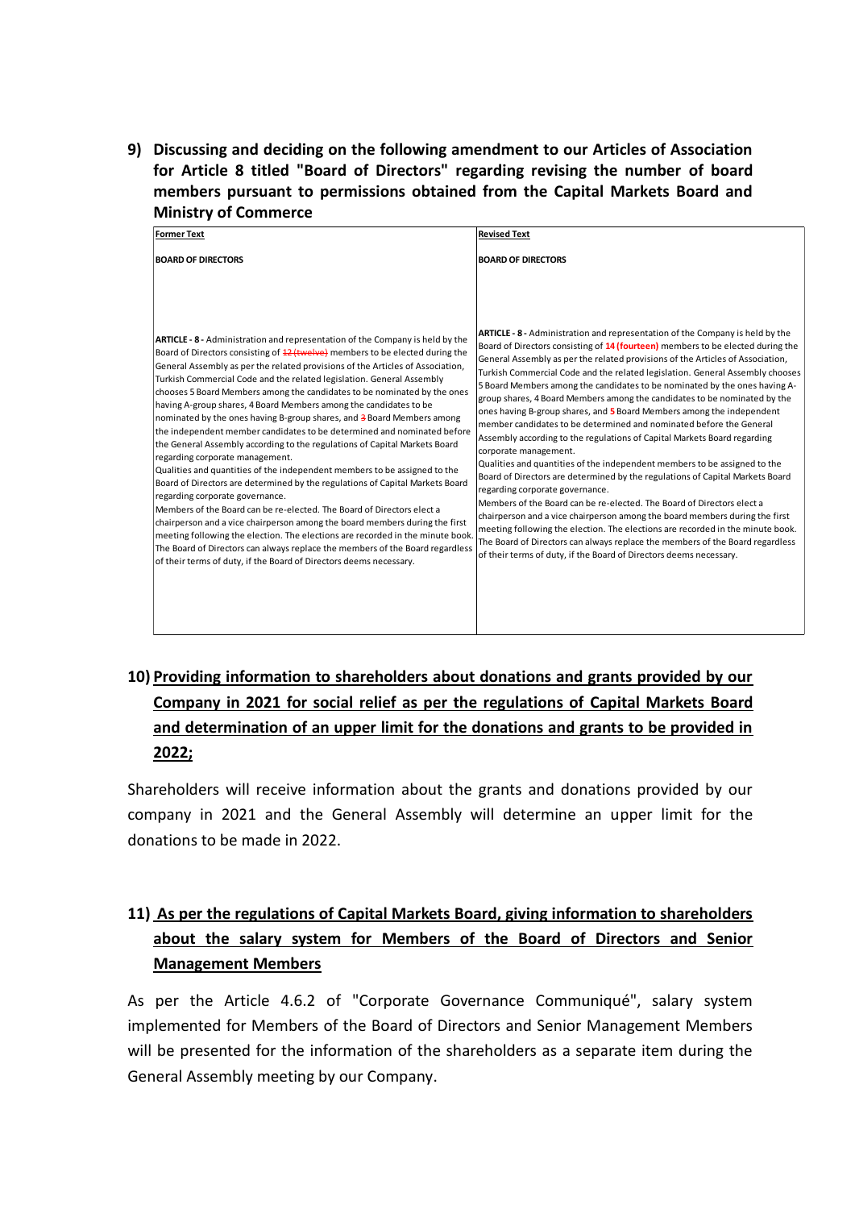**9) Discussing and deciding on the following amendment to our Articles of Association for Article 8 titled "Board of Directors" regarding revising the number of board members pursuant to permissions obtained from the Capital Markets Board and Ministry of Commerce**

| Former Text | Revised Text |
| --- | --- |
| **BOARD OF DIRECTORS** | **BOARD OF DIRECTORS** |
| **ARTICLE - 8 -** Administration and representation of the Company is held by the Board of Directors consisting of ~~12 (twelve)~~ members to be elected during the General Assembly as per the related provisions of the Articles of Association, Turkish Commercial Code and the related legislation. General Assembly chooses 5 Board Members among the candidates to be nominated by the ones having A-group shares, 4 Board Members among the candidates to be nominated by the ones having B-group shares, and ~~3~~ Board Members among the independent member candidates to be determined and nominated before the General Assembly according to the regulations of Capital Markets Board regarding corporate management.<br>Qualities and quantities of the independent members to be assigned to the Board of Directors are determined by the regulations of Capital Markets Board regarding corporate governance.<br>Members of the Board can be re-elected. The Board of Directors elect a chairperson and a vice chairperson among the board members during the first meeting following the election. The elections are recorded in the minute book. The Board of Directors can always replace the members of the Board regardless of their terms of duty, if the Board of Directors deems necessary. | **ARTICLE - 8 -** Administration and representation of the Company is held by the Board of Directors consisting of **14 (fourteen)** members to be elected during the General Assembly as per the related provisions of the Articles of Association, Turkish Commercial Code and the related legislation. General Assembly chooses 5 Board Members among the candidates to be nominated by the ones having A-group shares, 4 Board Members among the candidates to be nominated by the ones having B-group shares, and **5** Board Members among the independent member candidates to be determined and nominated before the General Assembly according to the regulations of Capital Markets Board regarding corporate management.<br>Qualities and quantities of the independent members to be assigned to the Board of Directors are determined by the regulations of Capital Markets Board regarding corporate governance.<br>Members of the Board can be re-elected. The Board of Directors elect a chairperson and a vice chairperson among the board members during the first meeting following the election. The elections are recorded in the minute book. The Board of Directors can always replace the members of the Board regardless of their terms of duty, if the Board of Directors deems necessary. |

**10) Providing information to shareholders about donations and grants provided by our Company in 2021 for social relief as per the regulations of Capital Markets Board and determination of an upper limit for the donations and grants to be provided in 2022;**

Shareholders will receive information about the grants and donations provided by our company in 2021 and the General Assembly will determine an upper limit for the donations to be made in 2022.

**11) As per the regulations of Capital Markets Board, giving information to shareholders about the salary system for Members of the Board of Directors and Senior Management Members**

As per the Article 4.6.2 of "Corporate Governance Communiqué", salary system implemented for Members of the Board of Directors and Senior Management Members will be presented for the information of the shareholders as a separate item during the General Assembly meeting by our Company.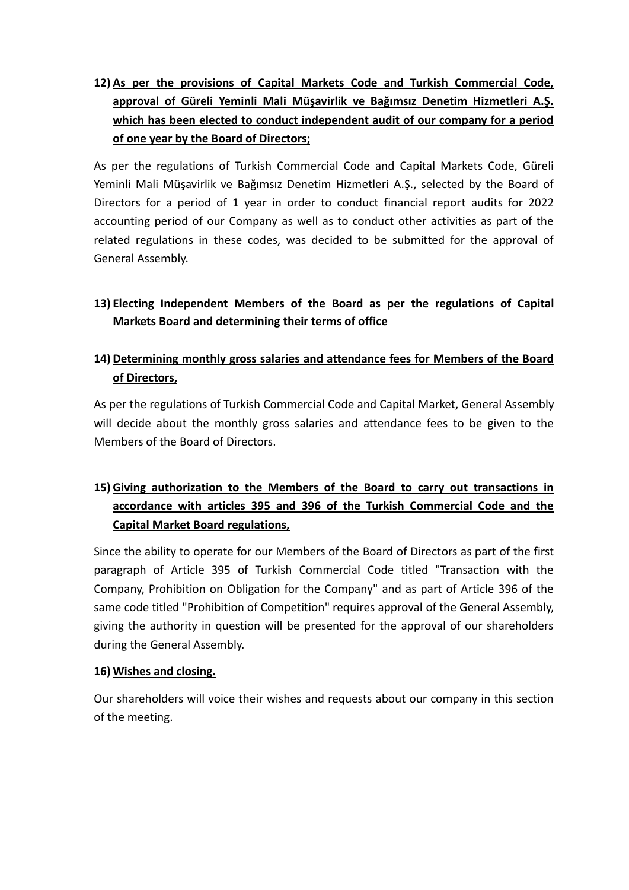12) **As per the provisions of Capital Markets Code and Turkish Commercial Code, approval of Güreli Yeminli Mali Müşavirlik ve Bağımsız Denetim Hizmetleri A.Ş. which has been elected to conduct independent audit of our company for a period of one year by the Board of Directors;**

As per the regulations of Turkish Commercial Code and Capital Markets Code, Güreli Yeminli Mali Müşavirlik ve Bağımsız Denetim Hizmetleri A.Ş., selected by the Board of Directors for a period of 1 year in order to conduct financial report audits for 2022 accounting period of our Company as well as to conduct other activities as part of the related regulations in these codes, was decided to be submitted for the approval of General Assembly.

13) **Electing Independent Members of the Board as per the regulations of Capital Markets Board and determining their terms of office**

14) **Determining monthly gross salaries and attendance fees for Members of the Board of Directors,**

As per the regulations of Turkish Commercial Code and Capital Market, General Assembly will decide about the monthly gross salaries and attendance fees to be given to the Members of the Board of Directors.

15) **Giving authorization to the Members of the Board to carry out transactions in accordance with articles 395 and 396 of the Turkish Commercial Code and the Capital Market Board regulations,**

Since the ability to operate for our Members of the Board of Directors as part of the first paragraph of Article 395 of Turkish Commercial Code titled "Transaction with the Company, Prohibition on Obligation for the Company" and as part of Article 396 of the same code titled "Prohibition of Competition" requires approval of the General Assembly, giving the authority in question will be presented for the approval of our shareholders during the General Assembly.

16) **Wishes and closing.**

Our shareholders will voice their wishes and requests about our company in this section of the meeting.